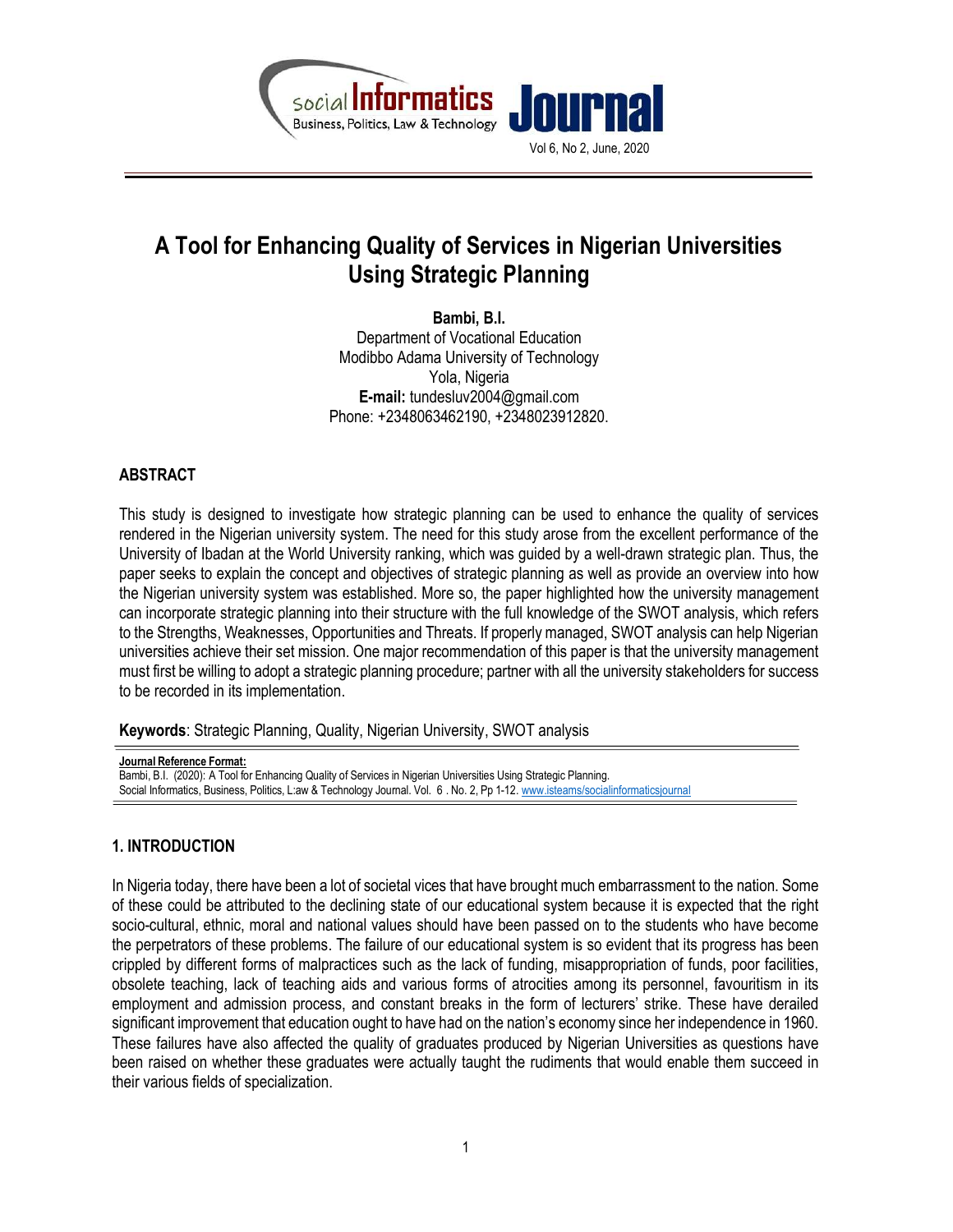# A Tool for Enhancing Quality of Services in Nigerian Universities Using Strategic Planning

**Bambi, B.I.**
Department of Vocational Education
Modibbo Adama University of Technology
Yola, Nigeria
**E-mail:** tundesluv2004@gmail.com
Phone: +2348063462190, +2348023912820.

## ABSTRACT

This study is designed to investigate how strategic planning can be used to enhance the quality of services rendered in the Nigerian university system. The need for this study arose from the excellent performance of the University of Ibadan at the World University ranking, which was guided by a well-drawn strategic plan. Thus, the paper seeks to explain the concept and objectives of strategic planning as well as provide an overview into how the Nigerian university system was established. More so, the paper highlighted how the university management can incorporate strategic planning into their structure with the full knowledge of the SWOT analysis, which refers to the Strengths, Weaknesses, Opportunities and Threats. If properly managed, SWOT analysis can help Nigerian universities achieve their set mission. One major recommendation of this paper is that the university management must first be willing to adopt a strategic planning procedure; partner with all the university stakeholders for success to be recorded in its implementation.

**Keywords**: Strategic Planning, Quality, Nigerian University, SWOT analysis

**Journal Reference Format:**
Bambi, B.I. (2020): A Tool for Enhancing Quality of Services in Nigerian Universities Using Strategic Planning. Social Informatics, Business, Politics, L:aw & Technology Journal. Vol. 6 . No. 2, Pp 1-12. www.isteams/socialinformaticsjournal

## 1. INTRODUCTION

In Nigeria today, there have been a lot of societal vices that have brought much embarrassment to the nation. Some of these could be attributed to the declining state of our educational system because it is expected that the right socio-cultural, ethnic, moral and national values should have been passed on to the students who have become the perpetrators of these problems. The failure of our educational system is so evident that its progress has been crippled by different forms of malpractices such as the lack of funding, misappropriation of funds, poor facilities, obsolete teaching, lack of teaching aids and various forms of atrocities among its personnel, favouritism in its employment and admission process, and constant breaks in the form of lecturers' strike. These have derailed significant improvement that education ought to have had on the nation's economy since her independence in 1960. These failures have also affected the quality of graduates produced by Nigerian Universities as questions have been raised on whether these graduates were actually taught the rudiments that would enable them succeed in their various fields of specialization.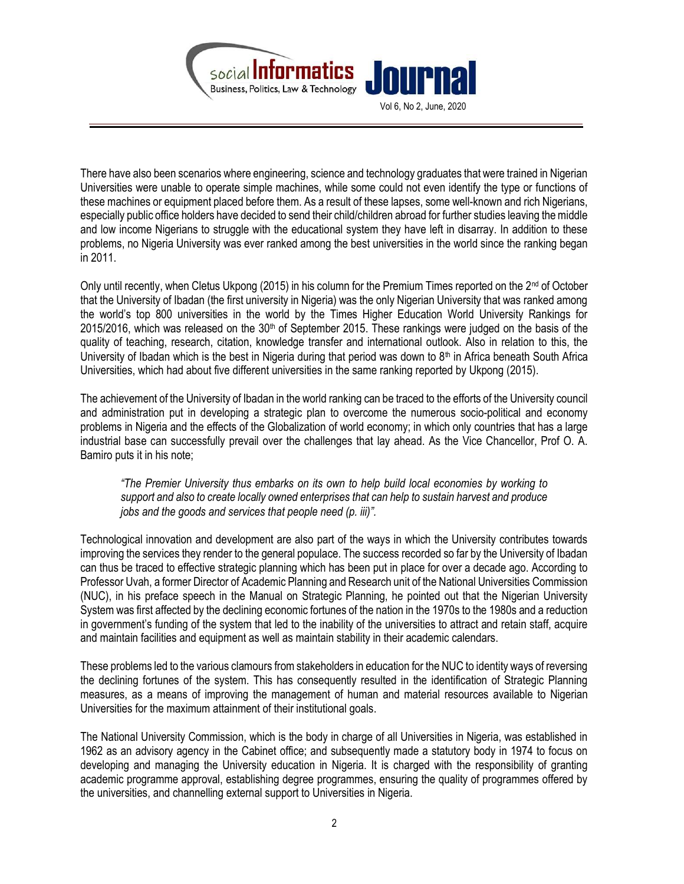There have also been scenarios where engineering, science and technology graduates that were trained in Nigerian Universities were unable to operate simple machines, while some could not even identify the type or functions of these machines or equipment placed before them. As a result of these lapses, some well-known and rich Nigerians, especially public office holders have decided to send their child/children abroad for further studies leaving the middle and low income Nigerians to struggle with the educational system they have left in disarray. In addition to these problems, no Nigeria University was ever ranked among the best universities in the world since the ranking began in 2011.

Only until recently, when Cletus Ukpong (2015) in his column for the Premium Times reported on the 2nd of October that the University of Ibadan (the first university in Nigeria) was the only Nigerian University that was ranked among the world's top 800 universities in the world by the Times Higher Education World University Rankings for 2015/2016, which was released on the 30th of September 2015. These rankings were judged on the basis of the quality of teaching, research, citation, knowledge transfer and international outlook. Also in relation to this, the University of Ibadan which is the best in Nigeria during that period was down to 8th in Africa beneath South Africa Universities, which had about five different universities in the same ranking reported by Ukpong (2015).

The achievement of the University of Ibadan in the world ranking can be traced to the efforts of the University council and administration put in developing a strategic plan to overcome the numerous socio-political and economy problems in Nigeria and the effects of the Globalization of world economy; in which only countries that has a large industrial base can successfully prevail over the challenges that lay ahead. As the Vice Chancellor, Prof O. A. Bamiro puts it in his note;

> *"The Premier University thus embarks on its own to help build local economies by working to support and also to create locally owned enterprises that can help to sustain harvest and produce jobs and the goods and services that people need (p. iii)".*

Technological innovation and development are also part of the ways in which the University contributes towards improving the services they render to the general populace. The success recorded so far by the University of Ibadan can thus be traced to effective strategic planning which has been put in place for over a decade ago. According to Professor Uvah, a former Director of Academic Planning and Research unit of the National Universities Commission (NUC), in his preface speech in the Manual on Strategic Planning, he pointed out that the Nigerian University System was first affected by the declining economic fortunes of the nation in the 1970s to the 1980s and a reduction in government's funding of the system that led to the inability of the universities to attract and retain staff, acquire and maintain facilities and equipment as well as maintain stability in their academic calendars.

These problems led to the various clamours from stakeholders in education for the NUC to identity ways of reversing the declining fortunes of the system. This has consequently resulted in the identification of Strategic Planning measures, as a means of improving the management of human and material resources available to Nigerian Universities for the maximum attainment of their institutional goals.

The National University Commission, which is the body in charge of all Universities in Nigeria, was established in 1962 as an advisory agency in the Cabinet office; and subsequently made a statutory body in 1974 to focus on developing and managing the University education in Nigeria. It is charged with the responsibility of granting academic programme approval, establishing degree programmes, ensuring the quality of programmes offered by the universities, and channelling external support to Universities in Nigeria.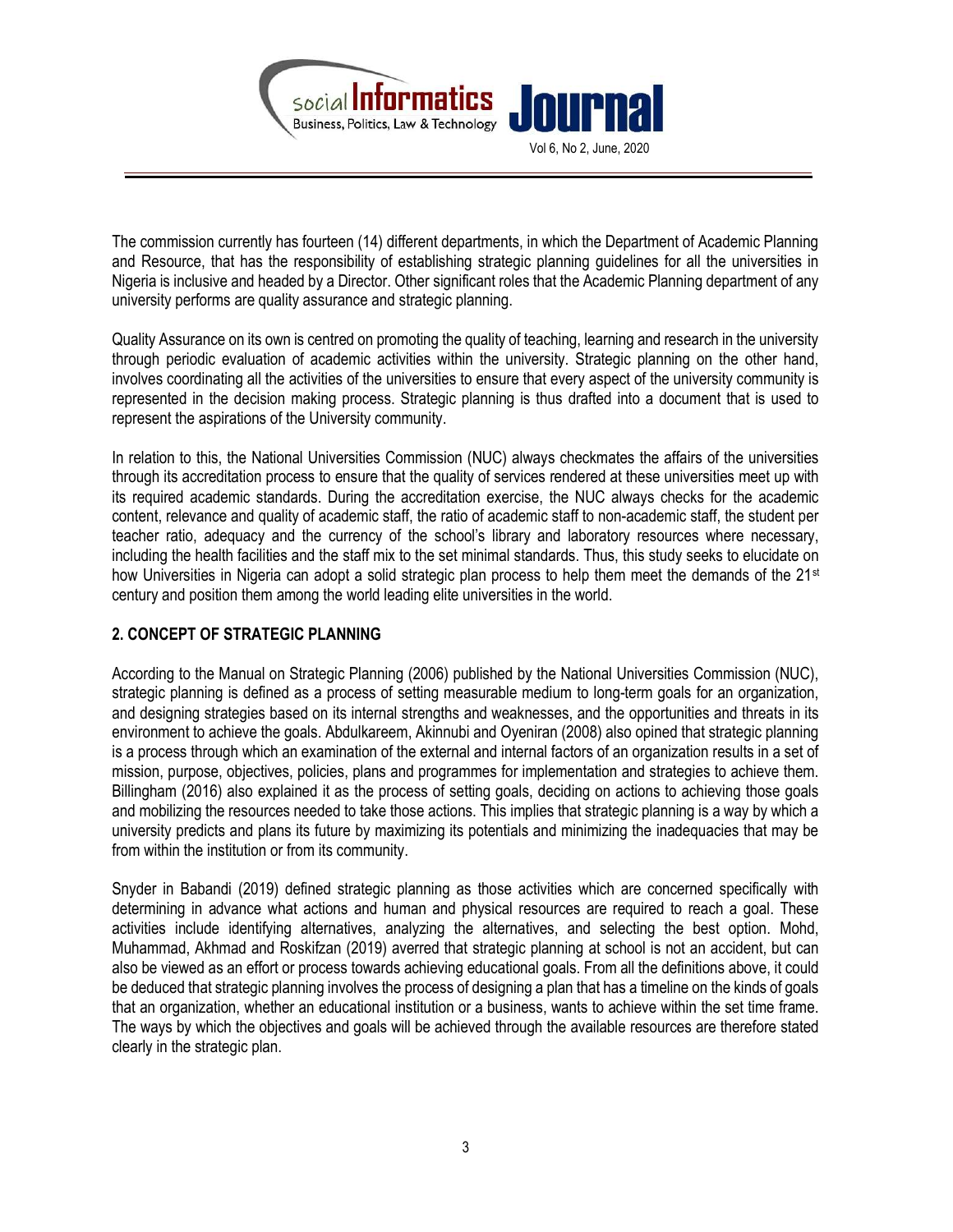The commission currently has fourteen (14) different departments, in which the Department of Academic Planning and Resource, that has the responsibility of establishing strategic planning guidelines for all the universities in Nigeria is inclusive and headed by a Director. Other significant roles that the Academic Planning department of any university performs are quality assurance and strategic planning.

Quality Assurance on its own is centred on promoting the quality of teaching, learning and research in the university through periodic evaluation of academic activities within the university. Strategic planning on the other hand, involves coordinating all the activities of the universities to ensure that every aspect of the university community is represented in the decision making process. Strategic planning is thus drafted into a document that is used to represent the aspirations of the University community.

In relation to this, the National Universities Commission (NUC) always checkmates the affairs of the universities through its accreditation process to ensure that the quality of services rendered at these universities meet up with its required academic standards. During the accreditation exercise, the NUC always checks for the academic content, relevance and quality of academic staff, the ratio of academic staff to non-academic staff, the student per teacher ratio, adequacy and the currency of the school's library and laboratory resources where necessary, including the health facilities and the staff mix to the set minimal standards. Thus, this study seeks to elucidate on how Universities in Nigeria can adopt a solid strategic plan process to help them meet the demands of the 21st century and position them among the world leading elite universities in the world.

## 2. CONCEPT OF STRATEGIC PLANNING

According to the Manual on Strategic Planning (2006) published by the National Universities Commission (NUC), strategic planning is defined as a process of setting measurable medium to long-term goals for an organization, and designing strategies based on its internal strengths and weaknesses, and the opportunities and threats in its environment to achieve the goals. Abdulkareem, Akinnubi and Oyeniran (2008) also opined that strategic planning is a process through which an examination of the external and internal factors of an organization results in a set of mission, purpose, objectives, policies, plans and programmes for implementation and strategies to achieve them. Billingham (2016) also explained it as the process of setting goals, deciding on actions to achieving those goals and mobilizing the resources needed to take those actions. This implies that strategic planning is a way by which a university predicts and plans its future by maximizing its potentials and minimizing the inadequacies that may be from within the institution or from its community.

Snyder in Babandi (2019) defined strategic planning as those activities which are concerned specifically with determining in advance what actions and human and physical resources are required to reach a goal. These activities include identifying alternatives, analyzing the alternatives, and selecting the best option. Mohd, Muhammad, Akhmad and Roskifzan (2019) averred that strategic planning at school is not an accident, but can also be viewed as an effort or process towards achieving educational goals. From all the definitions above, it could be deduced that strategic planning involves the process of designing a plan that has a timeline on the kinds of goals that an organization, whether an educational institution or a business, wants to achieve within the set time frame. The ways by which the objectives and goals will be achieved through the available resources are therefore stated clearly in the strategic plan.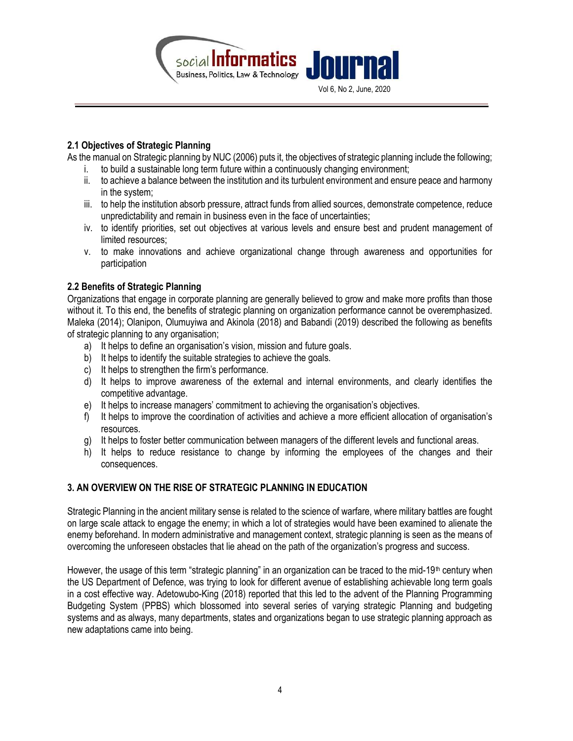### 2.1 Objectives of Strategic Planning

As the manual on Strategic planning by NUC (2006) puts it, the objectives of strategic planning include the following;

i. to build a sustainable long term future within a continuously changing environment;
ii. to achieve a balance between the institution and its turbulent environment and ensure peace and harmony in the system;
iii. to help the institution absorb pressure, attract funds from allied sources, demonstrate competence, reduce unpredictability and remain in business even in the face of uncertainties;
iv. to identify priorities, set out objectives at various levels and ensure best and prudent management of limited resources;
v. to make innovations and achieve organizational change through awareness and opportunities for participation

### 2.2 Benefits of Strategic Planning

Organizations that engage in corporate planning are generally believed to grow and make more profits than those without it. To this end, the benefits of strategic planning on organization performance cannot be overemphasized. Maleka (2014); Olanipon, Olumuyiwa and Akinola (2018) and Babandi (2019) described the following as benefits of strategic planning to any organisation;

a) It helps to define an organisation's vision, mission and future goals.
b) It helps to identify the suitable strategies to achieve the goals.
c) It helps to strengthen the firm's performance.
d) It helps to improve awareness of the external and internal environments, and clearly identifies the competitive advantage.
e) It helps to increase managers' commitment to achieving the organisation's objectives.
f) It helps to improve the coordination of activities and achieve a more efficient allocation of organisation's resources.
g) It helps to foster better communication between managers of the different levels and functional areas.
h) It helps to reduce resistance to change by informing the employees of the changes and their consequences.

## 3. AN OVERVIEW ON THE RISE OF STRATEGIC PLANNING IN EDUCATION

Strategic Planning in the ancient military sense is related to the science of warfare, where military battles are fought on large scale attack to engage the enemy; in which a lot of strategies would have been examined to alienate the enemy beforehand. In modern administrative and management context, strategic planning is seen as the means of overcoming the unforeseen obstacles that lie ahead on the path of the organization's progress and success.

However, the usage of this term "strategic planning" in an organization can be traced to the mid-19th century when the US Department of Defence, was trying to look for different avenue of establishing achievable long term goals in a cost effective way. Adetowubo-King (2018) reported that this led to the advent of the Planning Programming Budgeting System (PPBS) which blossomed into several series of varying strategic Planning and budgeting systems and as always, many departments, states and organizations began to use strategic planning approach as new adaptations came into being.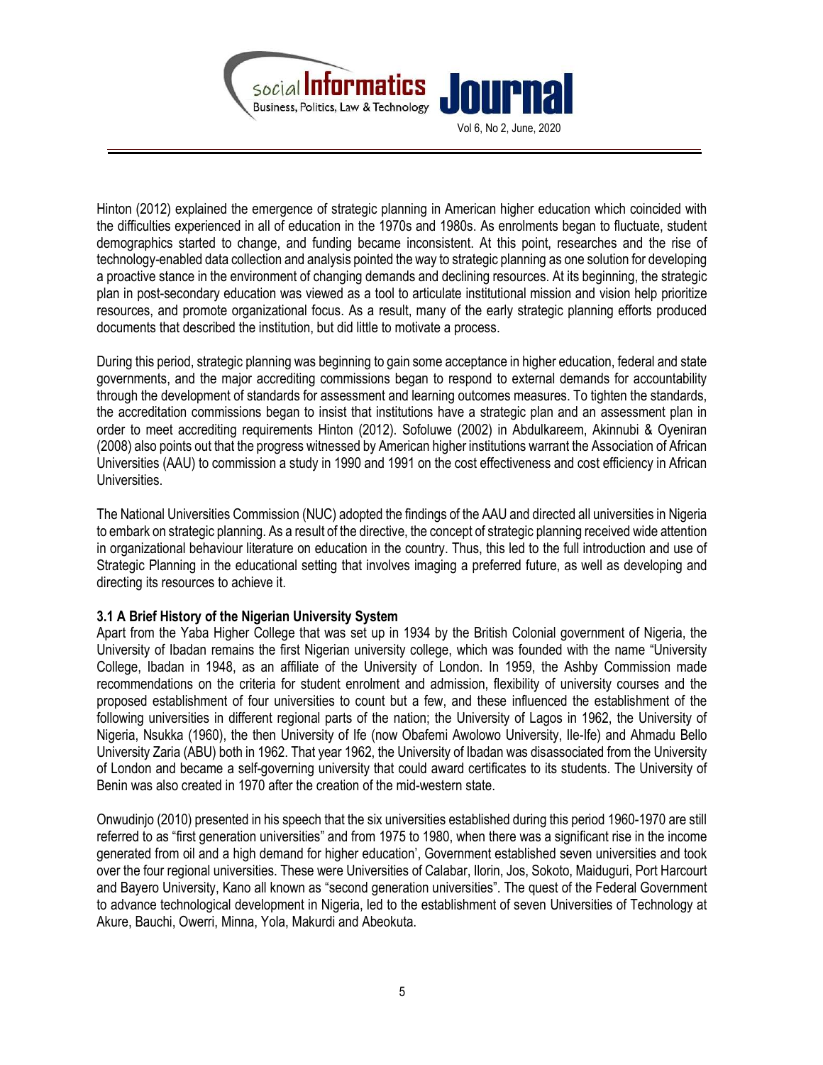Hinton (2012) explained the emergence of strategic planning in American higher education which coincided with the difficulties experienced in all of education in the 1970s and 1980s. As enrolments began to fluctuate, student demographics started to change, and funding became inconsistent. At this point, researches and the rise of technology-enabled data collection and analysis pointed the way to strategic planning as one solution for developing a proactive stance in the environment of changing demands and declining resources. At its beginning, the strategic plan in post-secondary education was viewed as a tool to articulate institutional mission and vision help prioritize resources, and promote organizational focus. As a result, many of the early strategic planning efforts produced documents that described the institution, but did little to motivate a process.

During this period, strategic planning was beginning to gain some acceptance in higher education, federal and state governments, and the major accrediting commissions began to respond to external demands for accountability through the development of standards for assessment and learning outcomes measures. To tighten the standards, the accreditation commissions began to insist that institutions have a strategic plan and an assessment plan in order to meet accrediting requirements Hinton (2012). Sofoluwe (2002) in Abdulkareem, Akinnubi & Oyeniran (2008) also points out that the progress witnessed by American higher institutions warrant the Association of African Universities (AAU) to commission a study in 1990 and 1991 on the cost effectiveness and cost efficiency in African Universities.

The National Universities Commission (NUC) adopted the findings of the AAU and directed all universities in Nigeria to embark on strategic planning. As a result of the directive, the concept of strategic planning received wide attention in organizational behaviour literature on education in the country. Thus, this led to the full introduction and use of Strategic Planning in the educational setting that involves imaging a preferred future, as well as developing and directing its resources to achieve it.

### 3.1 A Brief History of the Nigerian University System

Apart from the Yaba Higher College that was set up in 1934 by the British Colonial government of Nigeria, the University of Ibadan remains the first Nigerian university college, which was founded with the name "University College, Ibadan in 1948, as an affiliate of the University of London. In 1959, the Ashby Commission made recommendations on the criteria for student enrolment and admission, flexibility of university courses and the proposed establishment of four universities to count but a few, and these influenced the establishment of the following universities in different regional parts of the nation; the University of Lagos in 1962, the University of Nigeria, Nsukka (1960), the then University of Ife (now Obafemi Awolowo University, Ile-Ife) and Ahmadu Bello University Zaria (ABU) both in 1962. That year 1962, the University of Ibadan was disassociated from the University of London and became a self-governing university that could award certificates to its students. The University of Benin was also created in 1970 after the creation of the mid-western state.

Onwudinjo (2010) presented in his speech that the six universities established during this period 1960-1970 are still referred to as "first generation universities" and from 1975 to 1980, when there was a significant rise in the income generated from oil and a high demand for higher education', Government established seven universities and took over the four regional universities. These were Universities of Calabar, Ilorin, Jos, Sokoto, Maiduguri, Port Harcourt and Bayero University, Kano all known as "second generation universities". The quest of the Federal Government to advance technological development in Nigeria, led to the establishment of seven Universities of Technology at Akure, Bauchi, Owerri, Minna, Yola, Makurdi and Abeokuta.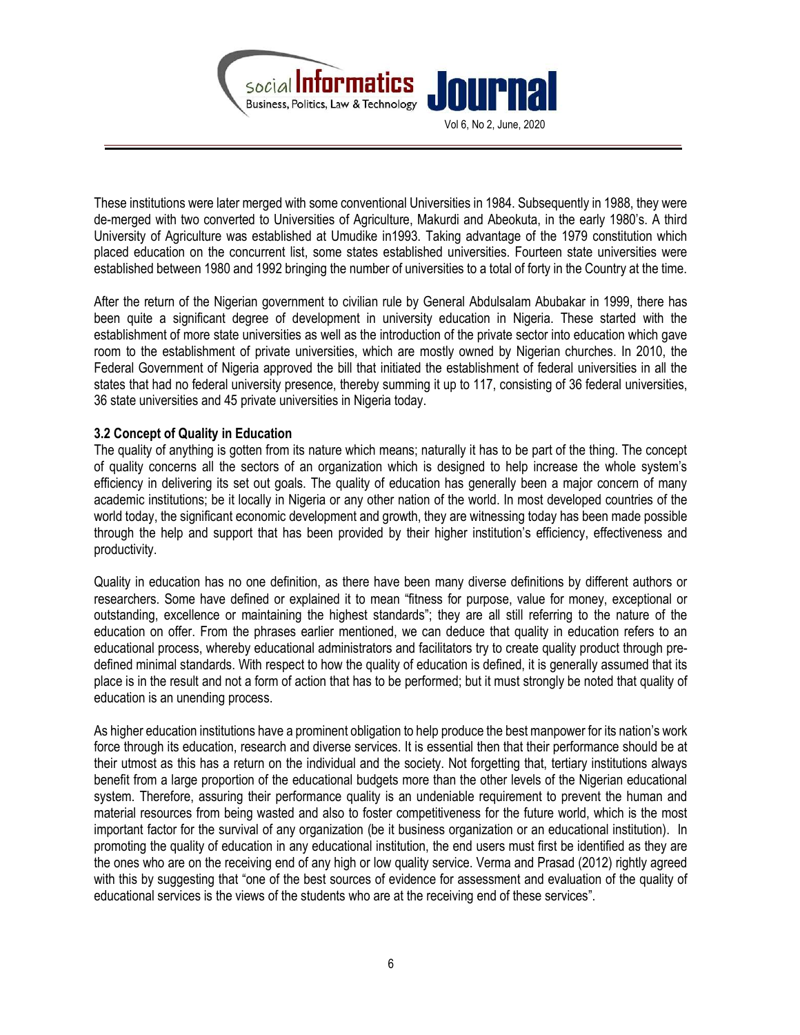These institutions were later merged with some conventional Universities in 1984. Subsequently in 1988, they were de-merged with two converted to Universities of Agriculture, Makurdi and Abeokuta, in the early 1980's. A third University of Agriculture was established at Umudike in1993. Taking advantage of the 1979 constitution which placed education on the concurrent list, some states established universities. Fourteen state universities were established between 1980 and 1992 bringing the number of universities to a total of forty in the Country at the time.

After the return of the Nigerian government to civilian rule by General Abdulsalam Abubakar in 1999, there has been quite a significant degree of development in university education in Nigeria. These started with the establishment of more state universities as well as the introduction of the private sector into education which gave room to the establishment of private universities, which are mostly owned by Nigerian churches. In 2010, the Federal Government of Nigeria approved the bill that initiated the establishment of federal universities in all the states that had no federal university presence, thereby summing it up to 117, consisting of 36 federal universities, 36 state universities and 45 private universities in Nigeria today.

### 3.2 Concept of Quality in Education

The quality of anything is gotten from its nature which means; naturally it has to be part of the thing. The concept of quality concerns all the sectors of an organization which is designed to help increase the whole system's efficiency in delivering its set out goals. The quality of education has generally been a major concern of many academic institutions; be it locally in Nigeria or any other nation of the world. In most developed countries of the world today, the significant economic development and growth, they are witnessing today has been made possible through the help and support that has been provided by their higher institution's efficiency, effectiveness and productivity.

Quality in education has no one definition, as there have been many diverse definitions by different authors or researchers. Some have defined or explained it to mean "fitness for purpose, value for money, exceptional or outstanding, excellence or maintaining the highest standards"; they are all still referring to the nature of the education on offer. From the phrases earlier mentioned, we can deduce that quality in education refers to an educational process, whereby educational administrators and facilitators try to create quality product through pre-defined minimal standards. With respect to how the quality of education is defined, it is generally assumed that its place is in the result and not a form of action that has to be performed; but it must strongly be noted that quality of education is an unending process.

As higher education institutions have a prominent obligation to help produce the best manpower for its nation's work force through its education, research and diverse services. It is essential then that their performance should be at their utmost as this has a return on the individual and the society. Not forgetting that, tertiary institutions always benefit from a large proportion of the educational budgets more than the other levels of the Nigerian educational system. Therefore, assuring their performance quality is an undeniable requirement to prevent the human and material resources from being wasted and also to foster competitiveness for the future world, which is the most important factor for the survival of any organization (be it business organization or an educational institution). In promoting the quality of education in any educational institution, the end users must first be identified as they are the ones who are on the receiving end of any high or low quality service. Verma and Prasad (2012) rightly agreed with this by suggesting that "one of the best sources of evidence for assessment and evaluation of the quality of educational services is the views of the students who are at the receiving end of these services".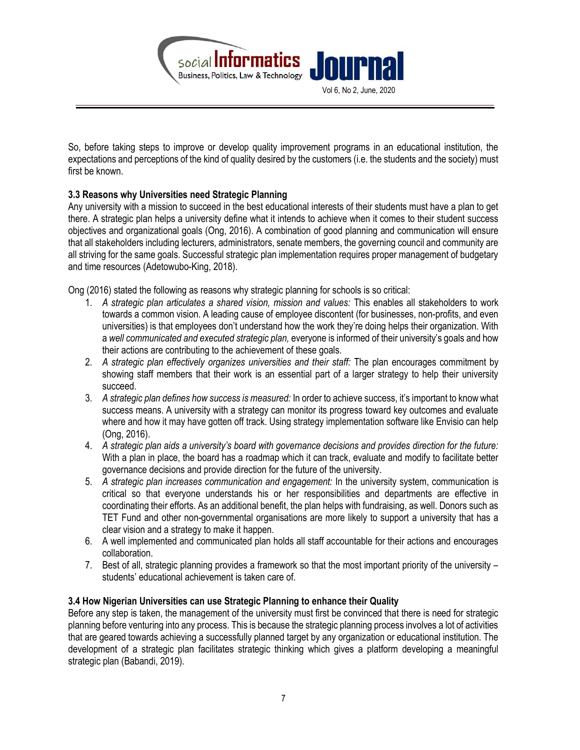So, before taking steps to improve or develop quality improvement programs in an educational institution, the expectations and perceptions of the kind of quality desired by the customers (i.e. the students and the society) must first be known.

### 3.3 Reasons why Universities need Strategic Planning

Any university with a mission to succeed in the best educational interests of their students must have a plan to get there. A strategic plan helps a university define what it intends to achieve when it comes to their student success objectives and organizational goals (Ong, 2016). A combination of good planning and communication will ensure that all stakeholders including lecturers, administrators, senate members, the governing council and community are all striving for the same goals. Successful strategic plan implementation requires proper management of budgetary and time resources (Adetowubo-King, 2018).

Ong (2016) stated the following as reasons why strategic planning for schools is so critical:

1. *A strategic plan articulates a shared vision, mission and values:* This enables all stakeholders to work towards a common vision. A leading cause of employee discontent (for businesses, non-profits, and even universities) is that employees don't understand how the work they're doing helps their organization. With a *well communicated and executed strategic plan,* everyone is informed of their university's goals and how their actions are contributing to the achievement of these goals.
2. *A strategic plan effectively organizes universities and their staff:* The plan encourages commitment by showing staff members that their work is an essential part of a larger strategy to help their university succeed.
3. *A strategic plan defines how success is measured:* In order to achieve success, it's important to know what success means. A university with a strategy can monitor its progress toward key outcomes and evaluate where and how it may have gotten off track. Using strategy implementation software like Envisio can help (Ong, 2016).
4. *A strategic plan aids a university's board with governance decisions and provides direction for the future:* With a plan in place, the board has a roadmap which it can track, evaluate and modify to facilitate better governance decisions and provide direction for the future of the university.
5. *A strategic plan increases communication and engagement:* In the university system, communication is critical so that everyone understands his or her responsibilities and departments are effective in coordinating their efforts. As an additional benefit, the plan helps with fundraising, as well. Donors such as TET Fund and other non-governmental organisations are more likely to support a university that has a clear vision and a strategy to make it happen.
6. A well implemented and communicated plan holds all staff accountable for their actions and encourages collaboration.
7. Best of all, strategic planning provides a framework so that the most important priority of the university – students' educational achievement is taken care of.

### 3.4 How Nigerian Universities can use Strategic Planning to enhance their Quality

Before any step is taken, the management of the university must first be convinced that there is need for strategic planning before venturing into any process. This is because the strategic planning process involves a lot of activities that are geared towards achieving a successfully planned target by any organization or educational institution. The development of a strategic plan facilitates strategic thinking which gives a platform developing a meaningful strategic plan (Babandi, 2019).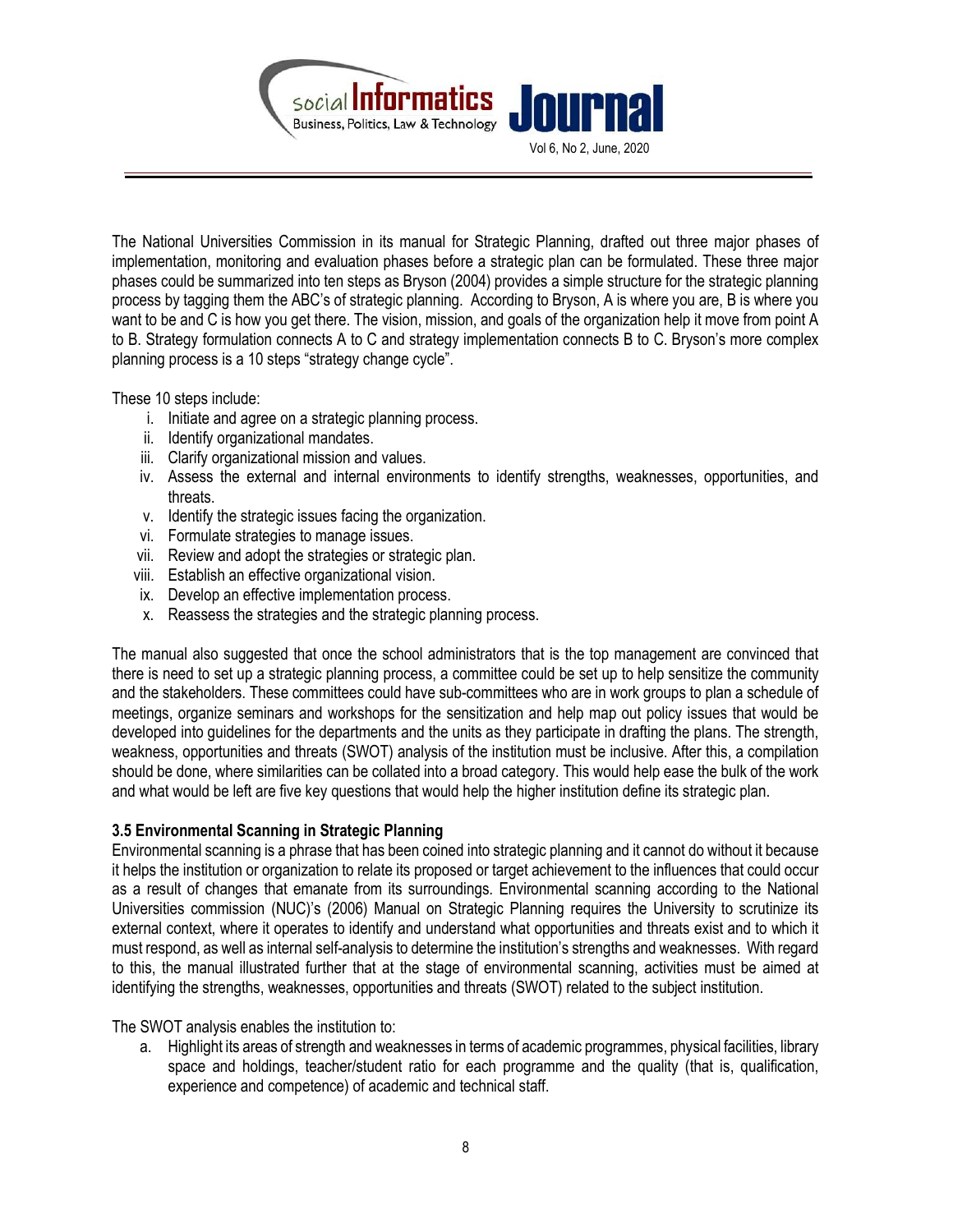The National Universities Commission in its manual for Strategic Planning, drafted out three major phases of implementation, monitoring and evaluation phases before a strategic plan can be formulated. These three major phases could be summarized into ten steps as Bryson (2004) provides a simple structure for the strategic planning process by tagging them the ABC's of strategic planning. According to Bryson, A is where you are, B is where you want to be and C is how you get there. The vision, mission, and goals of the organization help it move from point A to B. Strategy formulation connects A to C and strategy implementation connects B to C. Bryson's more complex planning process is a 10 steps "strategy change cycle".

These 10 steps include:

i. Initiate and agree on a strategic planning process.
ii. Identify organizational mandates.
iii. Clarify organizational mission and values.
iv. Assess the external and internal environments to identify strengths, weaknesses, opportunities, and threats.
v. Identify the strategic issues facing the organization.
vi. Formulate strategies to manage issues.
vii. Review and adopt the strategies or strategic plan.
viii. Establish an effective organizational vision.
ix. Develop an effective implementation process.
x. Reassess the strategies and the strategic planning process.

The manual also suggested that once the school administrators that is the top management are convinced that there is need to set up a strategic planning process, a committee could be set up to help sensitize the community and the stakeholders. These committees could have sub-committees who are in work groups to plan a schedule of meetings, organize seminars and workshops for the sensitization and help map out policy issues that would be developed into guidelines for the departments and the units as they participate in drafting the plans. The strength, weakness, opportunities and threats (SWOT) analysis of the institution must be inclusive. After this, a compilation should be done, where similarities can be collated into a broad category. This would help ease the bulk of the work and what would be left are five key questions that would help the higher institution define its strategic plan.

**3.5 Environmental Scanning in Strategic Planning**

Environmental scanning is a phrase that has been coined into strategic planning and it cannot do without it because it helps the institution or organization to relate its proposed or target achievement to the influences that could occur as a result of changes that emanate from its surroundings. Environmental scanning according to the National Universities commission (NUC)'s (2006) Manual on Strategic Planning requires the University to scrutinize its external context, where it operates to identify and understand what opportunities and threats exist and to which it must respond, as well as internal self-analysis to determine the institution's strengths and weaknesses. With regard to this, the manual illustrated further that at the stage of environmental scanning, activities must be aimed at identifying the strengths, weaknesses, opportunities and threats (SWOT) related to the subject institution.

The SWOT analysis enables the institution to:

a. Highlight its areas of strength and weaknesses in terms of academic programmes, physical facilities, library space and holdings, teacher/student ratio for each programme and the quality (that is, qualification, experience and competence) of academic and technical staff.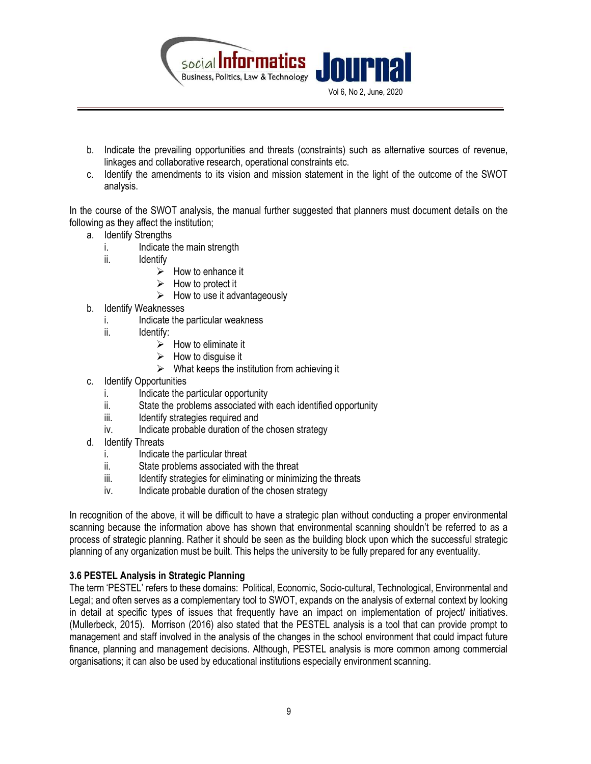b. Indicate the prevailing opportunities and threats (constraints) such as alternative sources of revenue, linkages and collaborative research, operational constraints etc.
c. Identify the amendments to its vision and mission statement in the light of the outcome of the SWOT analysis.

In the course of the SWOT analysis, the manual further suggested that planners must document details on the following as they affect the institution;

a. Identify Strengths
    i. Indicate the main strength
    ii. Identify
        - How to enhance it
        - How to protect it
        - How to use it advantageously
b. Identify Weaknesses
    i. Indicate the particular weakness
    ii. Identify:
        - How to eliminate it
        - How to disguise it
        - What keeps the institution from achieving it
c. Identify Opportunities
    i. Indicate the particular opportunity
    ii. State the problems associated with each identified opportunity
    iii. Identify strategies required and
    iv. Indicate probable duration of the chosen strategy
d. Identify Threats
    i. Indicate the particular threat
    ii. State problems associated with the threat
    iii. Identify strategies for eliminating or minimizing the threats
    iv. Indicate probable duration of the chosen strategy

In recognition of the above, it will be difficult to have a strategic plan without conducting a proper environmental scanning because the information above has shown that environmental scanning shouldn't be referred to as a process of strategic planning. Rather it should be seen as the building block upon which the successful strategic planning of any organization must be built. This helps the university to be fully prepared for any eventuality.

### 3.6 PESTEL Analysis in Strategic Planning

The term 'PESTEL' refers to these domains: Political, Economic, Socio-cultural, Technological, Environmental and Legal; and often serves as a complementary tool to SWOT, expands on the analysis of external context by looking in detail at specific types of issues that frequently have an impact on implementation of project/ initiatives. (Mullerbeck, 2015). Morrison (2016) also stated that the PESTEL analysis is a tool that can provide prompt to management and staff involved in the analysis of the changes in the school environment that could impact future finance, planning and management decisions. Although, PESTEL analysis is more common among commercial organisations; it can also be used by educational institutions especially environment scanning.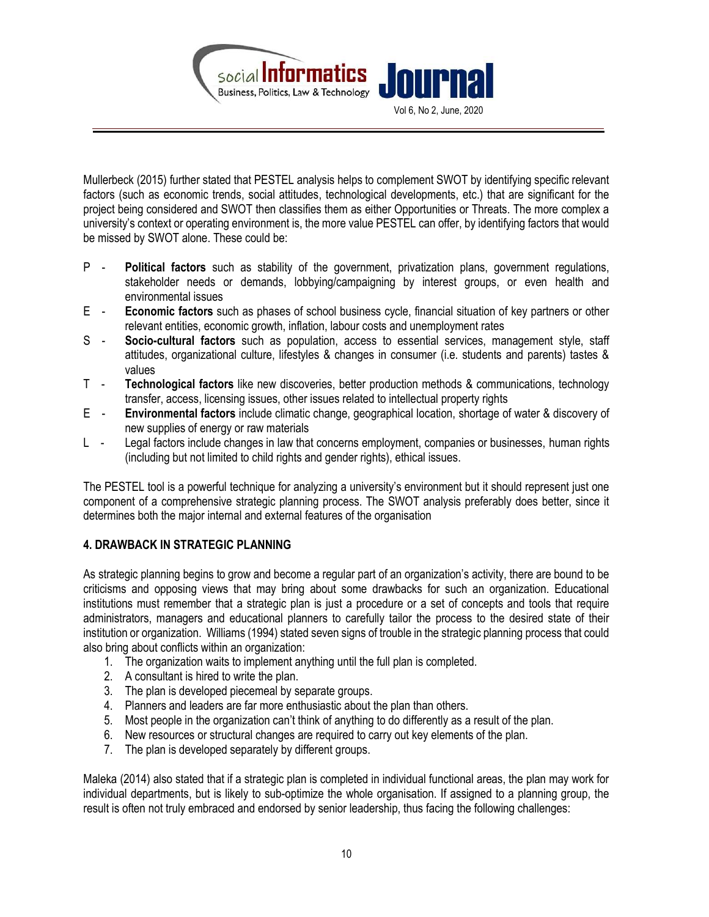Mullerbeck (2015) further stated that PESTEL analysis helps to complement SWOT by identifying specific relevant factors (such as economic trends, social attitudes, technological developments, etc.) that are significant for the project being considered and SWOT then classifies them as either Opportunities or Threats. The more complex a university's context or operating environment is, the more value PESTEL can offer, by identifying factors that would be missed by SWOT alone. These could be:

- P - **Political factors** such as stability of the government, privatization plans, government regulations, stakeholder needs or demands, lobbying/campaigning by interest groups, or even health and environmental issues
- E - **Economic factors** such as phases of school business cycle, financial situation of key partners or other relevant entities, economic growth, inflation, labour costs and unemployment rates
- S - **Socio-cultural factors** such as population, access to essential services, management style, staff attitudes, organizational culture, lifestyles & changes in consumer (i.e. students and parents) tastes & values
- T - **Technological factors** like new discoveries, better production methods & communications, technology transfer, access, licensing issues, other issues related to intellectual property rights
- E - **Environmental factors** include climatic change, geographical location, shortage of water & discovery of new supplies of energy or raw materials
- L - Legal factors include changes in law that concerns employment, companies or businesses, human rights (including but not limited to child rights and gender rights), ethical issues.

The PESTEL tool is a powerful technique for analyzing a university's environment but it should represent just one component of a comprehensive strategic planning process. The SWOT analysis preferably does better, since it determines both the major internal and external features of the organisation

## 4. DRAWBACK IN STRATEGIC PLANNING

As strategic planning begins to grow and become a regular part of an organization's activity, there are bound to be criticisms and opposing views that may bring about some drawbacks for such an organization. Educational institutions must remember that a strategic plan is just a procedure or a set of concepts and tools that require administrators, managers and educational planners to carefully tailor the process to the desired state of their institution or organization. Williams (1994) stated seven signs of trouble in the strategic planning process that could also bring about conflicts within an organization:

1. The organization waits to implement anything until the full plan is completed.
2. A consultant is hired to write the plan.
3. The plan is developed piecemeal by separate groups.
4. Planners and leaders are far more enthusiastic about the plan than others.
5. Most people in the organization can't think of anything to do differently as a result of the plan.
6. New resources or structural changes are required to carry out key elements of the plan.
7. The plan is developed separately by different groups.

Maleka (2014) also stated that if a strategic plan is completed in individual functional areas, the plan may work for individual departments, but is likely to sub-optimize the whole organisation. If assigned to a planning group, the result is often not truly embraced and endorsed by senior leadership, thus facing the following challenges: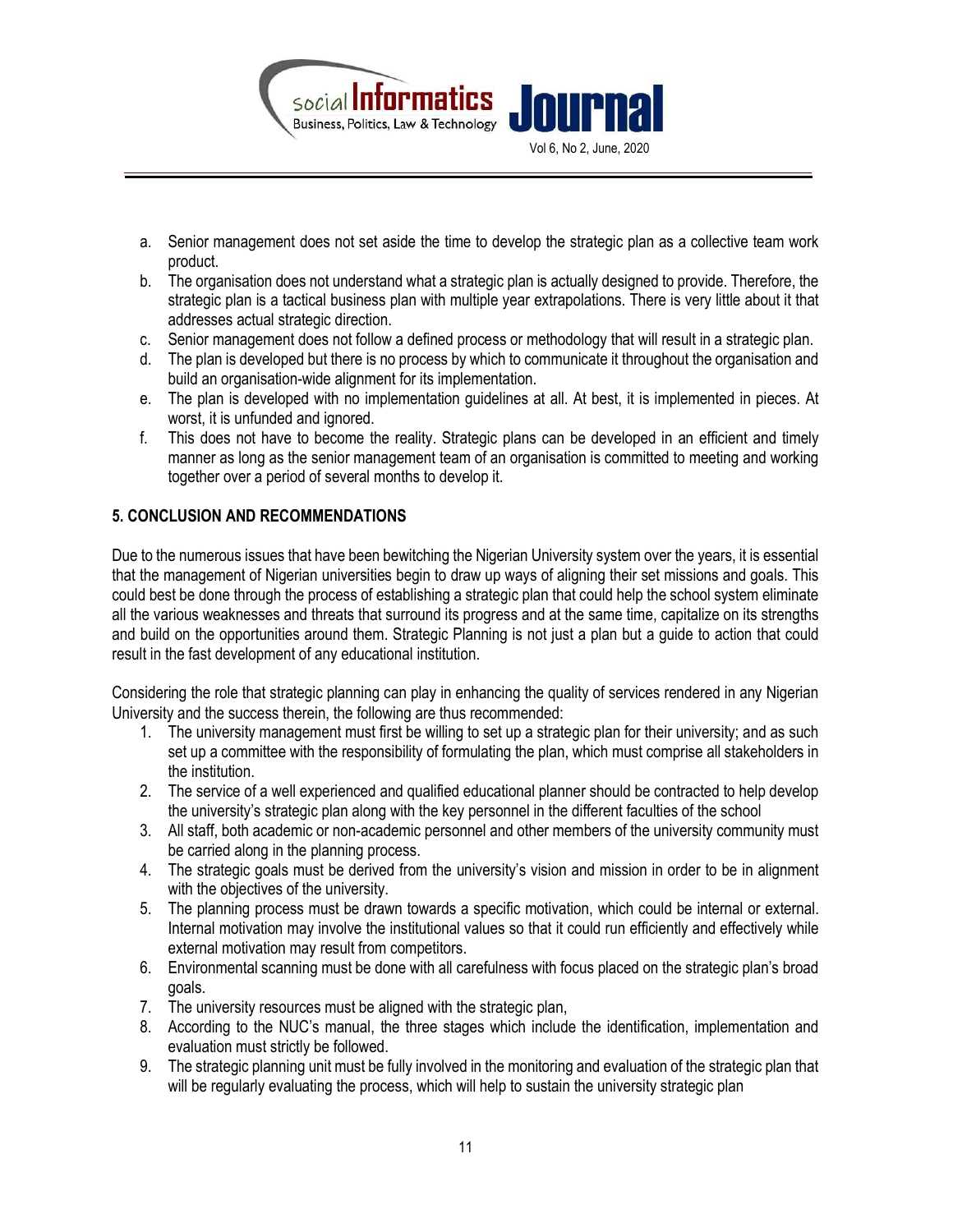a. Senior management does not set aside the time to develop the strategic plan as a collective team work product.
b. The organisation does not understand what a strategic plan is actually designed to provide. Therefore, the strategic plan is a tactical business plan with multiple year extrapolations. There is very little about it that addresses actual strategic direction.
c. Senior management does not follow a defined process or methodology that will result in a strategic plan.
d. The plan is developed but there is no process by which to communicate it throughout the organisation and build an organisation-wide alignment for its implementation.
e. The plan is developed with no implementation guidelines at all. At best, it is implemented in pieces. At worst, it is unfunded and ignored.
f. This does not have to become the reality. Strategic plans can be developed in an efficient and timely manner as long as the senior management team of an organisation is committed to meeting and working together over a period of several months to develop it.

## 5. CONCLUSION AND RECOMMENDATIONS

Due to the numerous issues that have been bewitching the Nigerian University system over the years, it is essential that the management of Nigerian universities begin to draw up ways of aligning their set missions and goals. This could best be done through the process of establishing a strategic plan that could help the school system eliminate all the various weaknesses and threats that surround its progress and at the same time, capitalize on its strengths and build on the opportunities around them. Strategic Planning is not just a plan but a guide to action that could result in the fast development of any educational institution.

Considering the role that strategic planning can play in enhancing the quality of services rendered in any Nigerian University and the success therein, the following are thus recommended:

1. The university management must first be willing to set up a strategic plan for their university; and as such set up a committee with the responsibility of formulating the plan, which must comprise all stakeholders in the institution.
2. The service of a well experienced and qualified educational planner should be contracted to help develop the university's strategic plan along with the key personnel in the different faculties of the school
3. All staff, both academic or non-academic personnel and other members of the university community must be carried along in the planning process.
4. The strategic goals must be derived from the university's vision and mission in order to be in alignment with the objectives of the university.
5. The planning process must be drawn towards a specific motivation, which could be internal or external. Internal motivation may involve the institutional values so that it could run efficiently and effectively while external motivation may result from competitors.
6. Environmental scanning must be done with all carefulness with focus placed on the strategic plan's broad goals.
7. The university resources must be aligned with the strategic plan,
8. According to the NUC's manual, the three stages which include the identification, implementation and evaluation must strictly be followed.
9. The strategic planning unit must be fully involved in the monitoring and evaluation of the strategic plan that will be regularly evaluating the process, which will help to sustain the university strategic plan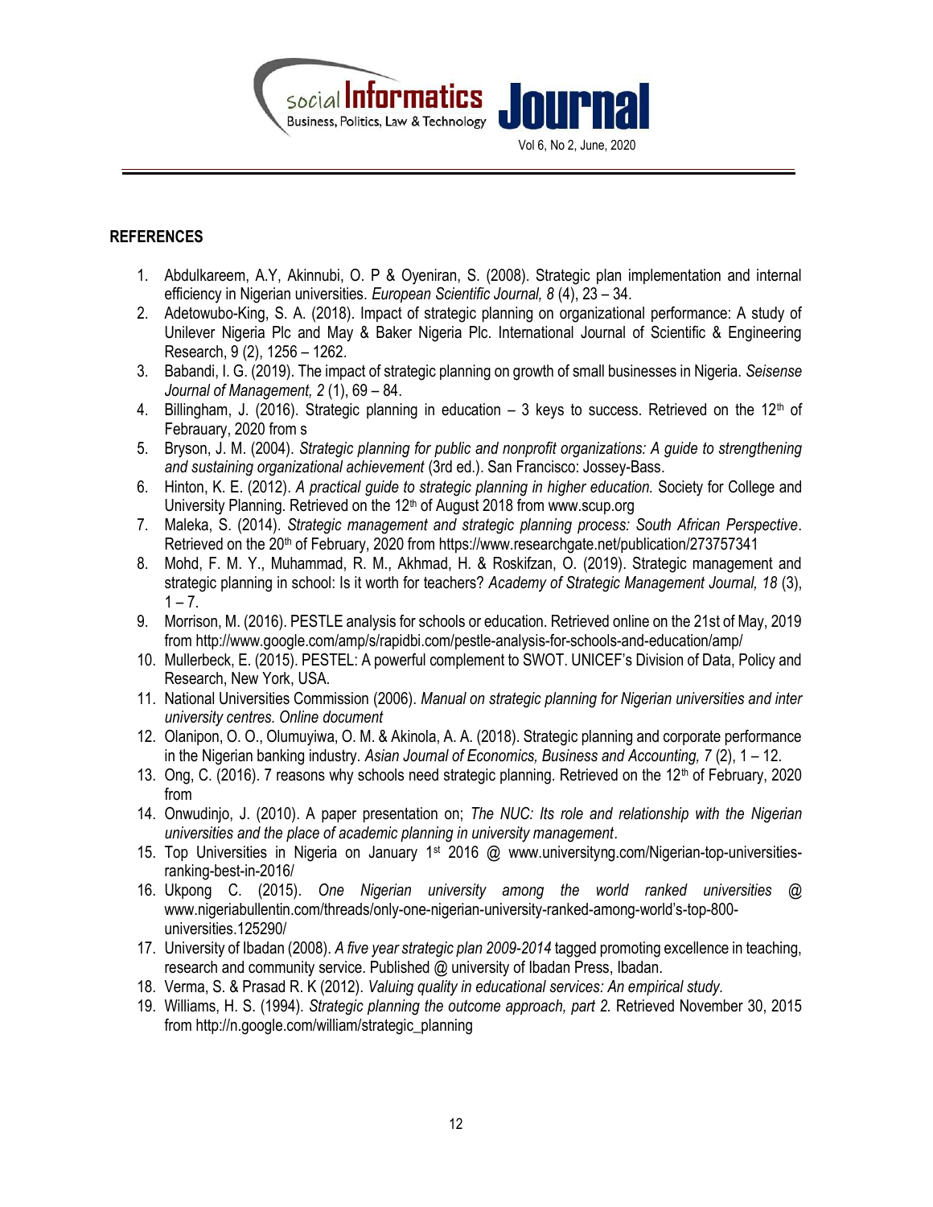## REFERENCES

1. Abdulkareem, A.Y, Akinnubi, O. P & Oyeniran, S. (2008). Strategic plan implementation and internal efficiency in Nigerian universities. *European Scientific Journal, 8* (4), 23 – 34.
2. Adetowubo-King, S. A. (2018). Impact of strategic planning on organizational performance: A study of Unilever Nigeria Plc and May & Baker Nigeria Plc. International Journal of Scientific & Engineering Research, 9 (2), 1256 – 1262.
3. Babandi, I. G. (2019). The impact of strategic planning on growth of small businesses in Nigeria. *Seisense Journal of Management, 2* (1), 69 – 84.
4. Billingham, J. (2016). Strategic planning in education – 3 keys to success. Retrieved on the 12th of Febrauary, 2020 from s
5. Bryson, J. M. (2004). *Strategic planning for public and nonprofit organizations: A guide to strengthening and sustaining organizational achievement* (3rd ed.). San Francisco: Jossey-Bass.
6. Hinton, K. E. (2012). *A practical guide to strategic planning in higher education.* Society for College and University Planning. Retrieved on the 12th of August 2018 from www.scup.org
7. Maleka, S. (2014). *Strategic management and strategic planning process: South African Perspective*. Retrieved on the 20th of February, 2020 from https://www.researchgate.net/publication/273757341
8. Mohd, F. M. Y., Muhammad, R. M., Akhmad, H. & Roskifzan, O. (2019). Strategic management and strategic planning in school: Is it worth for teachers? *Academy of Strategic Management Journal, 18* (3), 1 – 7.
9. Morrison, M. (2016). PESTLE analysis for schools or education. Retrieved online on the 21st of May, 2019 from http://www.google.com/amp/s/rapidbi.com/pestle-analysis-for-schools-and-education/amp/
10. Mullerbeck, E. (2015). PESTEL: A powerful complement to SWOT. UNICEF's Division of Data, Policy and Research, New York, USA.
11. National Universities Commission (2006). *Manual on strategic planning for Nigerian universities and inter university centres. Online document*
12. Olanipon, O. O., Olumuyiwa, O. M. & Akinola, A. A. (2018). Strategic planning and corporate performance in the Nigerian banking industry. *Asian Journal of Economics, Business and Accounting, 7* (2), 1 – 12.
13. Ong, C. (2016). 7 reasons why schools need strategic planning. Retrieved on the 12th of February, 2020 from
14. Onwudinjo, J. (2010). A paper presentation on; *The NUC: Its role and relationship with the Nigerian universities and the place of academic planning in university management*.
15. Top Universities in Nigeria on January 1st 2016 @ www.universityng.com/Nigerian-top-universities-ranking-best-in-2016/
16. Ukpong C. (2015). *One Nigerian university among the world ranked universities* @ www.nigeriabullentin.com/threads/only-one-nigerian-university-ranked-among-world's-top-800-universities.125290/
17. University of Ibadan (2008). *A five year strategic plan 2009-2014* tagged promoting excellence in teaching, research and community service. Published @ university of Ibadan Press, Ibadan.
18. Verma, S. & Prasad R. K (2012). *Valuing quality in educational services: An empirical study.*
19. Williams, H. S. (1994). *Strategic planning the outcome approach, part 2.* Retrieved November 30, 2015 from http://n.google.com/william/strategic_planning